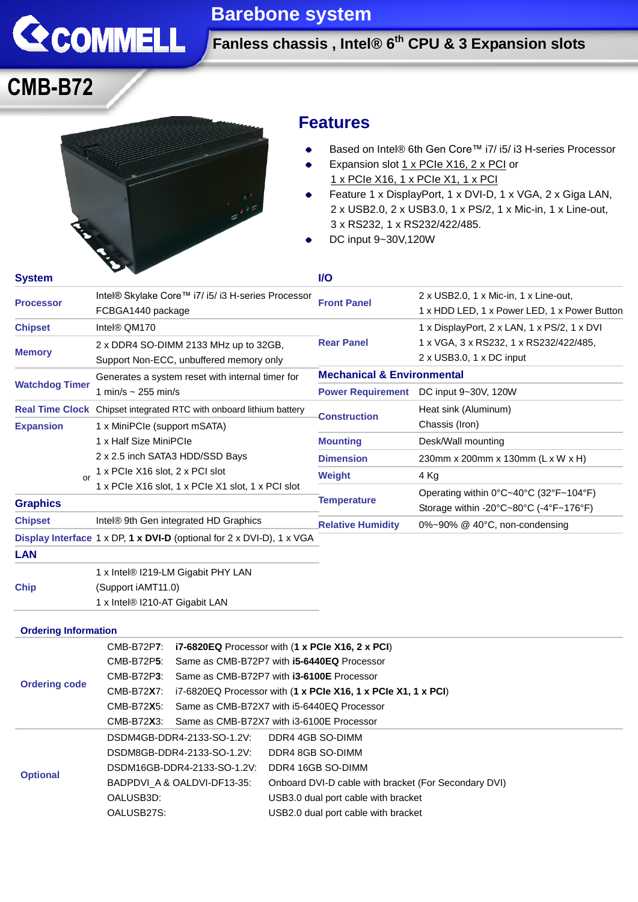# Barebone system

## Fanless chassis , Intel® 6th CPU & 3 Expansion slots

# CMB-B72

## Features

- Based on Intel® 6th Gen Core™ i7/ i5/ i3 H-series Processor
- Expansion slot 1 x PCIe X16, 2 x PCI or 1 x PCIe X16, 1 x PCIe X1, 1 x PCI
- Feature 1 x DisplayPort, 1 x DVI-D, 1 x VGA, 2 x Giga LAN, 2 x USB2.0, 2 x USB3.0, 1 x PS/2, 1 x Mic-in, 1 x Line-out, 3 x RS232, 1 x RS232/422/485.
- DC input 9~30V,120W

### System

| | |
|---|---|
| **Processor** | Intel® Skylake Core™ i7/ i5/ i3 H-series Processor<br>FCBGA1440 package |
| **Chipset** | Intel® QM170 |
| **Memory** | 2 x DDR4 SO-DIMM 2133 MHz up to 32GB,<br>Support Non-ECC, unbuffered memory only |
| **Watchdog Timer** | Generates a system reset with internal timer for<br>1 min/s ~ 255 min/s |
| **Real Time Clock** | Chipset integrated RTC with onboard lithium battery |
| **Expansion** | 1 x MiniPCIe (support mSATA)<br>1 x Half Size MiniPCIe<br>2 x 2.5 inch SATA3 HDD/SSD Bays<br>1 x PCIe X16 slot, 2 x PCI slot<br>or 1 x PCIe X16 slot, 1 x PCIe X1 slot, 1 x PCI slot |

### Graphics

| | |
|---|---|
| **Chipset** | Intel® 9th Gen integrated HD Graphics |
| **Display Interface** | 1 x DP, **1 x DVI-D** (optional for 2 x DVI-D), 1 x VGA |

### LAN

| | |
|---|---|
| **Chip** | 1 x Intel® I219-LM Gigabit PHY LAN<br>(Support iAMT11.0)<br>1 x Intel® I210-AT Gigabit LAN |

### I/O

| | |
|---|---|
| **Front Panel** | 2 x USB2.0, 1 x Mic-in, 1 x Line-out,<br>1 x HDD LED, 1 x Power LED, 1 x Power Button |
| **Rear Panel** | 1 x DisplayPort, 2 x LAN, 1 x PS/2, 1 x DVI<br>1 x VGA, 3 x RS232, 1 x RS232/422/485,<br>2 x USB3.0, 1 x DC input |

### Mechanical & Environmental

| | |
|---|---|
| **Power Requirement** | DC input 9~30V, 120W |
| **Construction** | Heat sink (Aluminum)<br>Chassis (Iron) |
| **Mounting** | Desk/Wall mounting |
| **Dimension** | 230mm x 200mm x 130mm (L x W x H) |
| **Weight** | 4 Kg |
| **Temperature** | Operating within 0°C~40°C (32°F~104°F)<br>Storage within -20°C~80°C (-4°F~176°F) |
| **Relative Humidity** | 0%~90% @ 40°C, non-condensing |

### Ordering Information

| | | |
|---|---|---|
| **Ordering code** | CMB-B72P**7**: | **i7-6820EQ** Processor with (**1 x PCIe X16, 2 x PCI**) |
| | CMB-B72P**5**: | Same as CMB-B72P7 with **i5-6440EQ** Processor |
| | CMB-B72P**3**: | Same as CMB-B72P7 with **i3-6100E** Processor |
| | CMB-B72**X**7: | i7-6820EQ Processor with (**1 x PCIe X16, 1 x PCIe X1, 1 x PCI**) |
| | CMB-B72**X**5: | Same as CMB-B72X7 with i5-6440EQ Processor |
| | CMB-B72**X**3: | Same as CMB-B72X7 with i3-6100E Processor |
| **Optional** | DSDM4GB-DDR4-2133-SO-1.2V: | DDR4 4GB SO-DIMM |
| | DSDM8GB-DDR4-2133-SO-1.2V: | DDR4 8GB SO-DIMM |
| | DSDM16GB-DDR4-2133-SO-1.2V: | DDR4 16GB SO-DIMM |
| | BADPDVI_A & OALDVI-DF13-35: | Onboard DVI-D cable with bracket (For Secondary DVI) |
| | OALUSB3D: | USB3.0 dual port cable with bracket |
| | OALUSB27S: | USB2.0 dual port cable with bracket |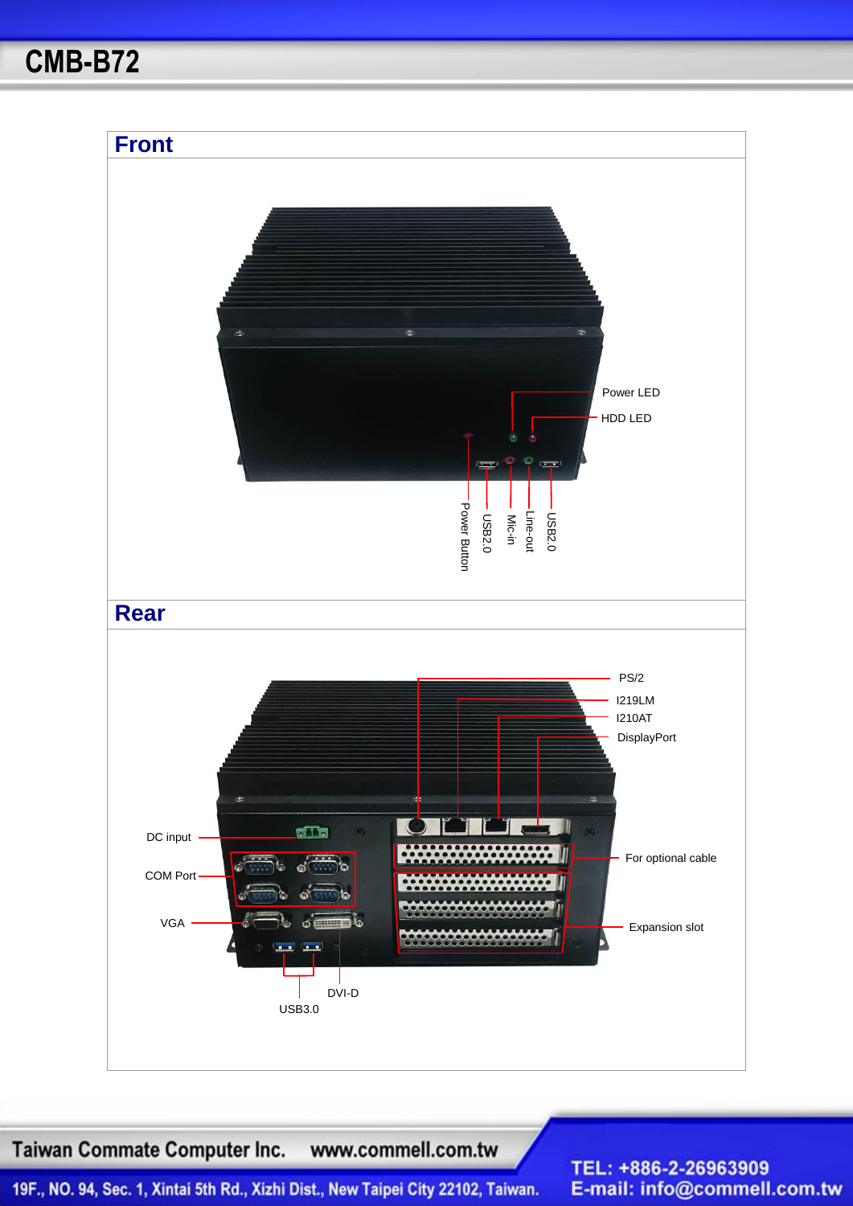## Front

Power LED

HDD LED

Power Button

USB2.0

Mic-in

Line-out

USB2.0

## Rear

PS/2

I219LM

I210AT

DisplayPort

DC input

COM Port

VGA

For optional cable

Expansion slot

DVI-D

USB3.0